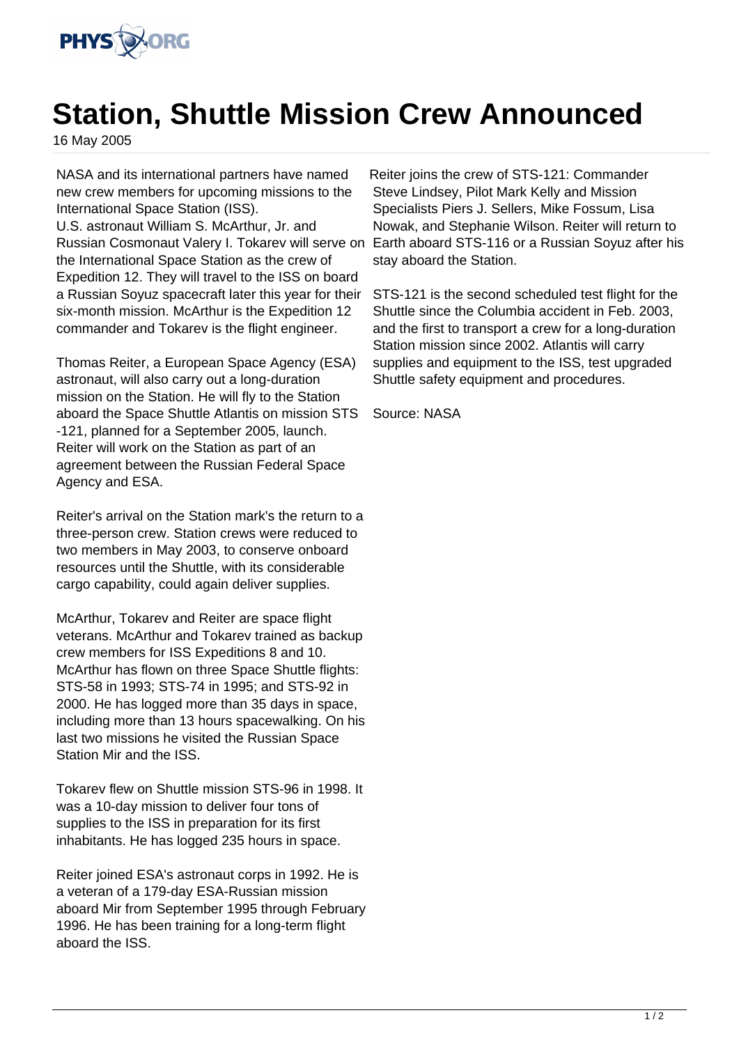# Station, Shuttle Mission Crew Announced

16 May 2005

NASA and its international partners have named new crew members for upcoming missions to the International Space Station (ISS).

U.S. astronaut William S. McArthur, Jr. and Russian Cosmonaut Valery I. Tokarev will serve on the International Space Station as the crew of Expedition 12. They will travel to the ISS on board a Russian Soyuz spacecraft later this year for their six-month mission. McArthur is the Expedition 12 commander and Tokarev is the flight engineer.

Thomas Reiter, a European Space Agency (ESA) astronaut, will also carry out a long-duration mission on the Station. He will fly to the Station aboard the Space Shuttle Atlantis on mission STS -121, planned for a September 2005, launch. Reiter will work on the Station as part of an agreement between the Russian Federal Space Agency and ESA.

Reiter's arrival on the Station mark's the return to a three-person crew. Station crews were reduced to two members in May 2003, to conserve onboard resources until the Shuttle, with its considerable cargo capability, could again deliver supplies.

McArthur, Tokarev and Reiter are space flight veterans. McArthur and Tokarev trained as backup crew members for ISS Expeditions 8 and 10. McArthur has flown on three Space Shuttle flights: STS-58 in 1993; STS-74 in 1995; and STS-92 in 2000. He has logged more than 35 days in space, including more than 13 hours spacewalking. On his last two missions he visited the Russian Space Station Mir and the ISS.

Tokarev flew on Shuttle mission STS-96 in 1998. It was a 10-day mission to deliver four tons of supplies to the ISS in preparation for its first inhabitants. He has logged 235 hours in space.

Reiter joined ESA's astronaut corps in 1992. He is a veteran of a 179-day ESA-Russian mission aboard Mir from September 1995 through February 1996. He has been training for a long-term flight aboard the ISS.

Reiter joins the crew of STS-121: Commander Steve Lindsey, Pilot Mark Kelly and Mission Specialists Piers J. Sellers, Mike Fossum, Lisa Nowak, and Stephanie Wilson. Reiter will return to Earth aboard STS-116 or a Russian Soyuz after his stay aboard the Station.

STS-121 is the second scheduled test flight for the Shuttle since the Columbia accident in Feb. 2003, and the first to transport a crew for a long-duration Station mission since 2002. Atlantis will carry supplies and equipment to the ISS, test upgraded Shuttle safety equipment and procedures.

Source: NASA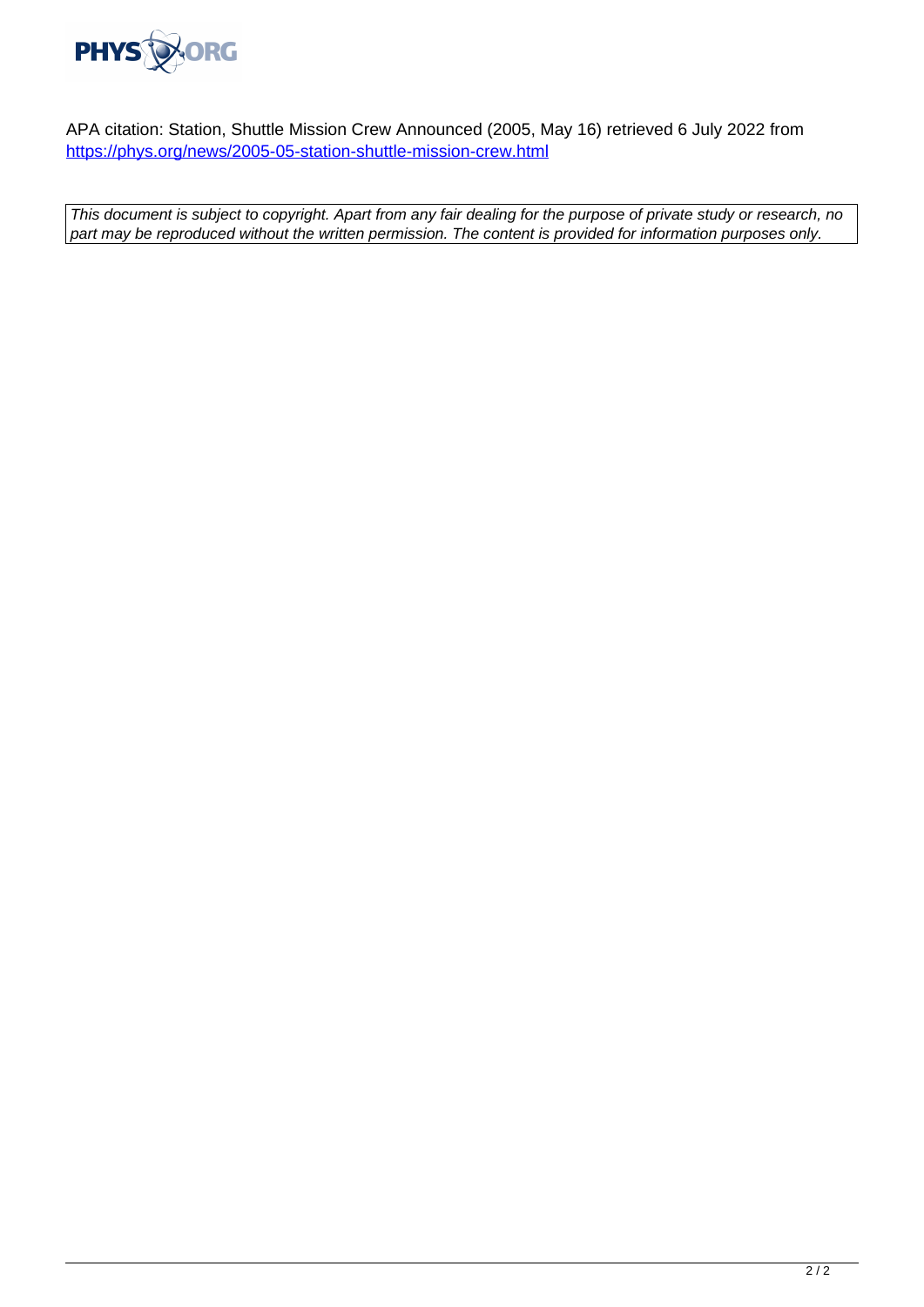APA citation: Station, Shuttle Mission Crew Announced (2005, May 16) retrieved 6 July 2022 from https://phys.org/news/2005-05-station-shuttle-mission-crew.html

*This document is subject to copyright. Apart from any fair dealing for the purpose of private study or research, no part may be reproduced without the written permission. The content is provided for information purposes only.*